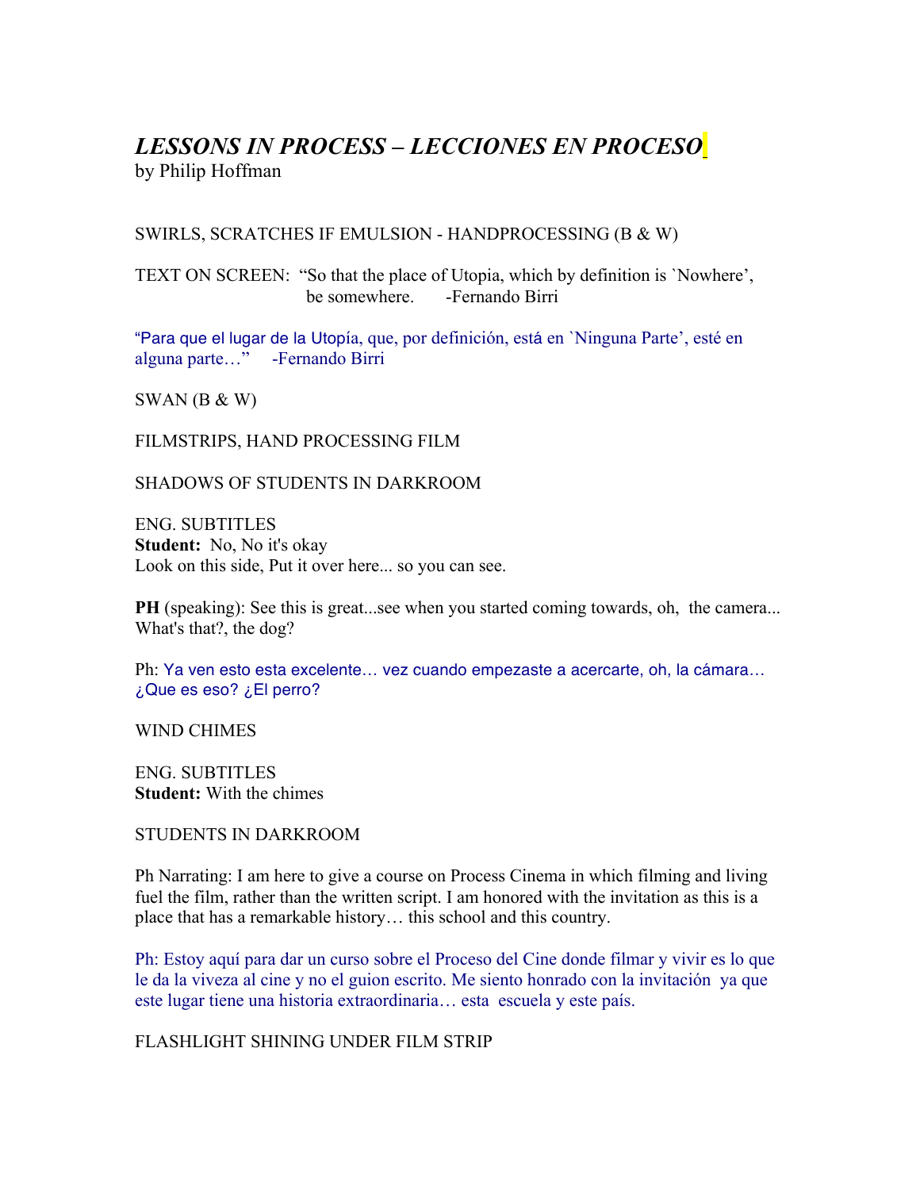# *LESSONS IN PROCESS – LECCIONES EN PROCESO*

by Philip Hoffman

SWIRLS, SCRATCHES IF EMULSION - HANDPROCESSING (B & W)

TEXT ON SCREEN: "So that the place of Utopia, which by definition is `Nowhere', be somewhere. -Fernando Birri

"Para que el lugar de la Utopía, que, por definición, está en `Ninguna Parte', esté en alguna parte…" -Fernando Birri

SWAN (B & W)

FILMSTRIPS, HAND PROCESSING FILM

SHADOWS OF STUDENTS IN DARKROOM

ENG. SUBTITLES
**Student:** No, No it's okay
Look on this side, Put it over here... so you can see.

**PH** (speaking): See this is great...see when you started coming towards, oh, the camera... What's that?, the dog?

Ph: Ya ven esto esta excelente… vez cuando empezaste a acercarte, oh, la cámara… ¿Que es eso? ¿El perro?

WIND CHIMES

ENG. SUBTITLES
**Student:** With the chimes

STUDENTS IN DARKROOM

Ph Narrating: I am here to give a course on Process Cinema in which filming and living fuel the film, rather than the written script. I am honored with the invitation as this is a place that has a remarkable history… this school and this country.

Ph: Estoy aquí para dar un curso sobre el Proceso del Cine donde filmar y vivir es lo que le da la viveza al cine y no el guion escrito. Me siento honrado con la invitación ya que este lugar tiene una historia extraordinaria… esta escuela y este país.

FLASHLIGHT SHINING UNDER FILM STRIP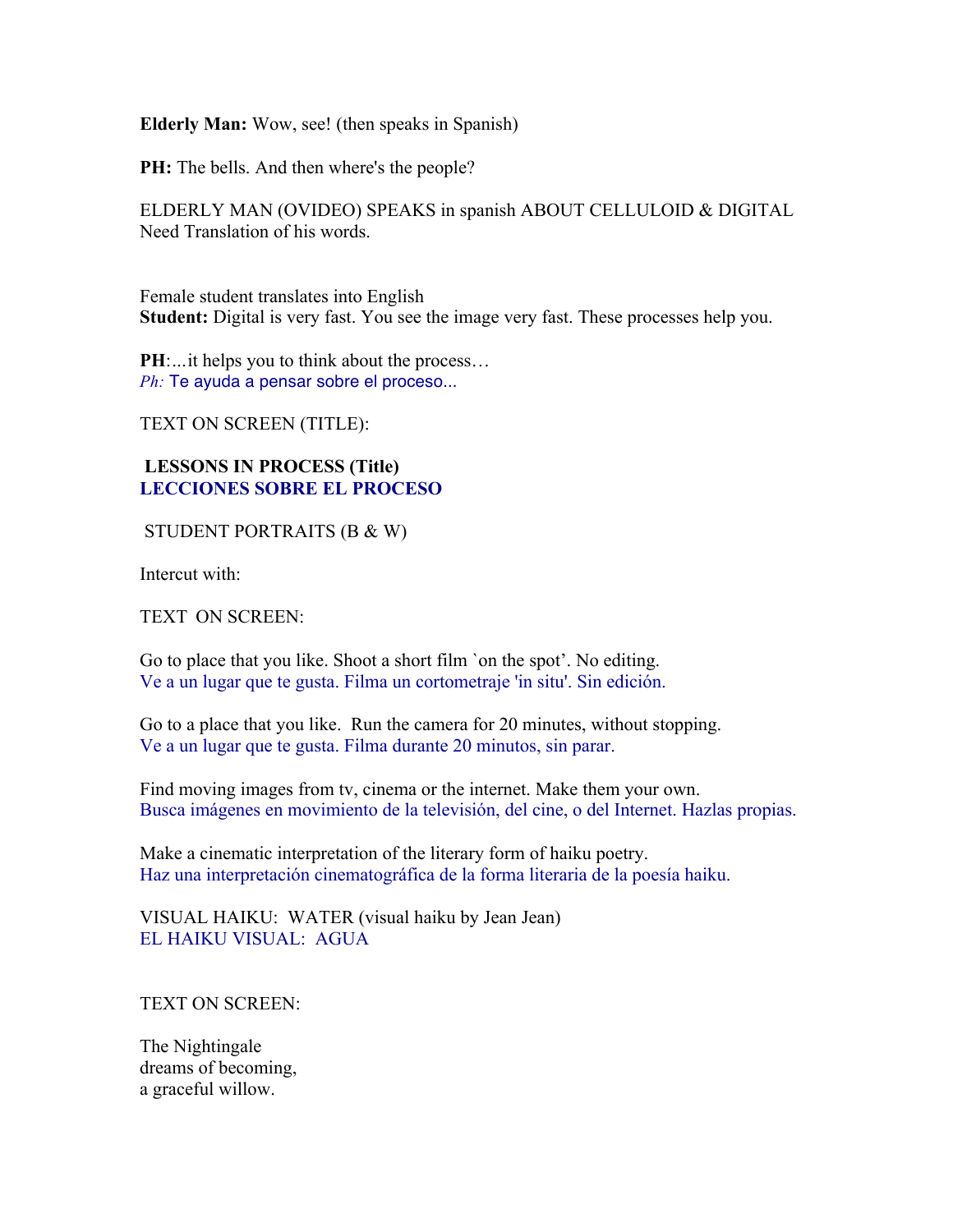**Elderly Man:** Wow, see! (then speaks in Spanish)

**PH:** The bells. And then where's the people?

ELDERLY MAN (OVIDEO) SPEAKS in spanish ABOUT CELLULOID & DIGITAL
Need Translation of his words.

Female student translates into English
**Student:** Digital is very fast. You see the image very fast. These processes help you.

**PH**:...it helps you to think about the process…
*Ph:* Te ayuda a pensar sobre el proceso...

TEXT ON SCREEN (TITLE):

**LESSONS IN PROCESS (Title)**
**LECCIONES SOBRE EL PROCESO**

STUDENT PORTRAITS (B & W)

Intercut with:

TEXT ON SCREEN:

Go to place that you like. Shoot a short film `on the spot'. No editing.
Ve a un lugar que te gusta. Filma un cortometraje 'in situ'. Sin edición.

Go to a place that you like. Run the camera for 20 minutes, without stopping.
Ve a un lugar que te gusta. Filma durante 20 minutos, sin parar.

Find moving images from tv, cinema or the internet. Make them your own.
Busca imágenes en movimiento de la televisión, del cine, o del Internet. Hazlas propias.

Make a cinematic interpretation of the literary form of haiku poetry.
Haz una interpretación cinematográfica de la forma literaria de la poesía haiku.

VISUAL HAIKU: WATER (visual haiku by Jean Jean)
EL HAIKU VISUAL: AGUA

TEXT ON SCREEN:

The Nightingale
dreams of becoming,
a graceful willow.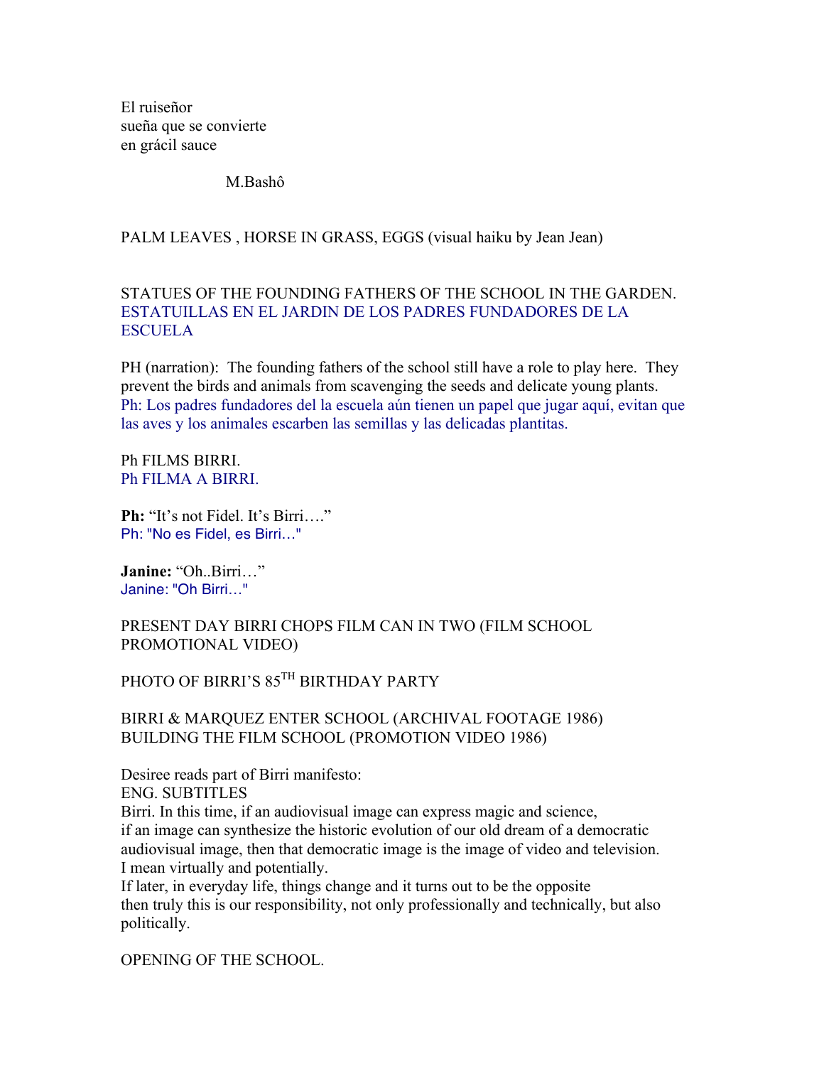El ruiseñor
sueña que se convierte
en grácil sauce

M.Bashô

PALM LEAVES , HORSE IN GRASS, EGGS (visual haiku by Jean Jean)

STATUES OF THE FOUNDING FATHERS OF THE SCHOOL IN THE GARDEN.
ESTATUILLAS EN EL JARDIN DE LOS PADRES FUNDADORES DE LA ESCUELA

PH (narration): The founding fathers of the school still have a role to play here. They prevent the birds and animals from scavenging the seeds and delicate young plants.
Ph: Los padres fundadores del la escuela aún tienen un papel que jugar aquí, evitan que las aves y los animales escarben las semillas y las delicadas plantitas.

Ph FILMS BIRRI.
Ph FILMA A BIRRI.

**Ph:** "It's not Fidel. It's Birri…."
Ph: "No es Fidel, es Birri…"

**Janine:** "Oh..Birri…"
Janine: "Oh Birri…"

PRESENT DAY BIRRI CHOPS FILM CAN IN TWO (FILM SCHOOL PROMOTIONAL VIDEO)

PHOTO OF BIRRI'S 85TH BIRTHDAY PARTY

BIRRI & MARQUEZ ENTER SCHOOL (ARCHIVAL FOOTAGE 1986)
BUILDING THE FILM SCHOOL (PROMOTION VIDEO 1986)

Desiree reads part of Birri manifesto:
ENG. SUBTITLES
Birri. In this time, if an audiovisual image can express magic and science,
if an image can synthesize the historic evolution of our old dream of a democratic audiovisual image, then that democratic image is the image of video and television.
I mean virtually and potentially.
If later, in everyday life, things change and it turns out to be the opposite
then truly this is our responsibility, not only professionally and technically, but also politically.

OPENING OF THE SCHOOL.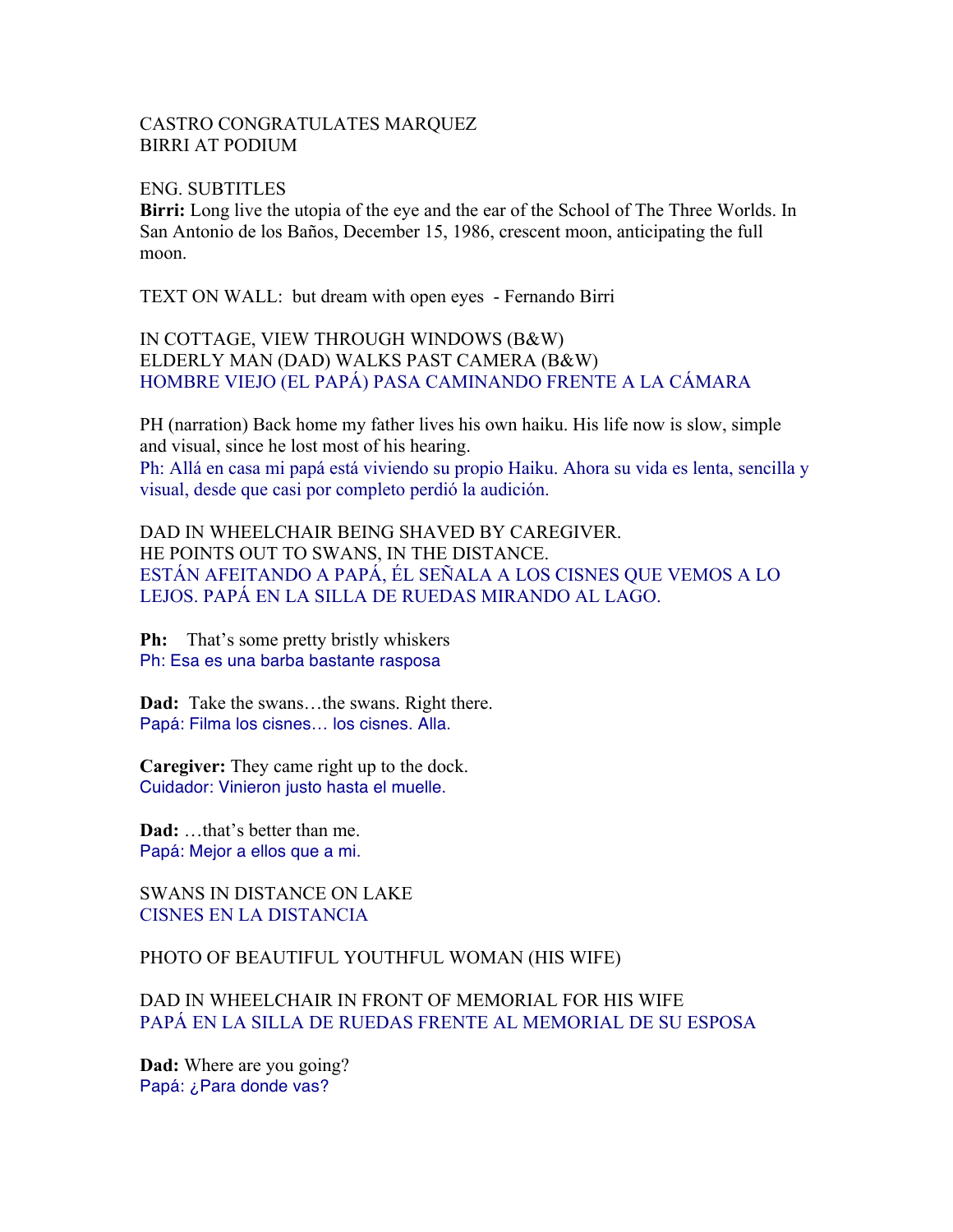CASTRO CONGRATULATES MARQUEZ
BIRRI AT PODIUM

ENG. SUBTITLES
**Birri:** Long live the utopia of the eye and the ear of the School of The Three Worlds. In San Antonio de los Baños, December 15, 1986, crescent moon, anticipating the full moon.

TEXT ON WALL: but dream with open eyes - Fernando Birri

IN COTTAGE, VIEW THROUGH WINDOWS (B&W)
ELDERLY MAN (DAD) WALKS PAST CAMERA (B&W)
HOMBRE VIEJO (EL PAPÁ) PASA CAMINANDO FRENTE A LA CÁMARA

PH (narration) Back home my father lives his own haiku. His life now is slow, simple and visual, since he lost most of his hearing.
Ph: Allá en casa mi papá está viviendo su propio Haiku. Ahora su vida es lenta, sencilla y visual, desde que casi por completo perdió la audición.

DAD IN WHEELCHAIR BEING SHAVED BY CAREGIVER.
HE POINTS OUT TO SWANS, IN THE DISTANCE.
ESTÁN AFEITANDO A PAPÁ, ÉL SEÑALA A LOS CISNES QUE VEMOS A LO LEJOS. PAPÁ EN LA SILLA DE RUEDAS MIRANDO AL LAGO.

**Ph:** That's some pretty bristly whiskers
Ph: Esa es una barba bastante rasposa

**Dad:** Take the swans…the swans. Right there.
Papá: Filma los cisnes… los cisnes. Alla.

**Caregiver:** They came right up to the dock.
Cuidador: Vinieron justo hasta el muelle.

**Dad:** …that's better than me.
Papá: Mejor a ellos que a mi.

SWANS IN DISTANCE ON LAKE
CISNES EN LA DISTANCIA

PHOTO OF BEAUTIFUL YOUTHFUL WOMAN (HIS WIFE)

DAD IN WHEELCHAIR IN FRONT OF MEMORIAL FOR HIS WIFE
PAPÁ EN LA SILLA DE RUEDAS FRENTE AL MEMORIAL DE SU ESPOSA

**Dad:** Where are you going?
Papá: ¿Para donde vas?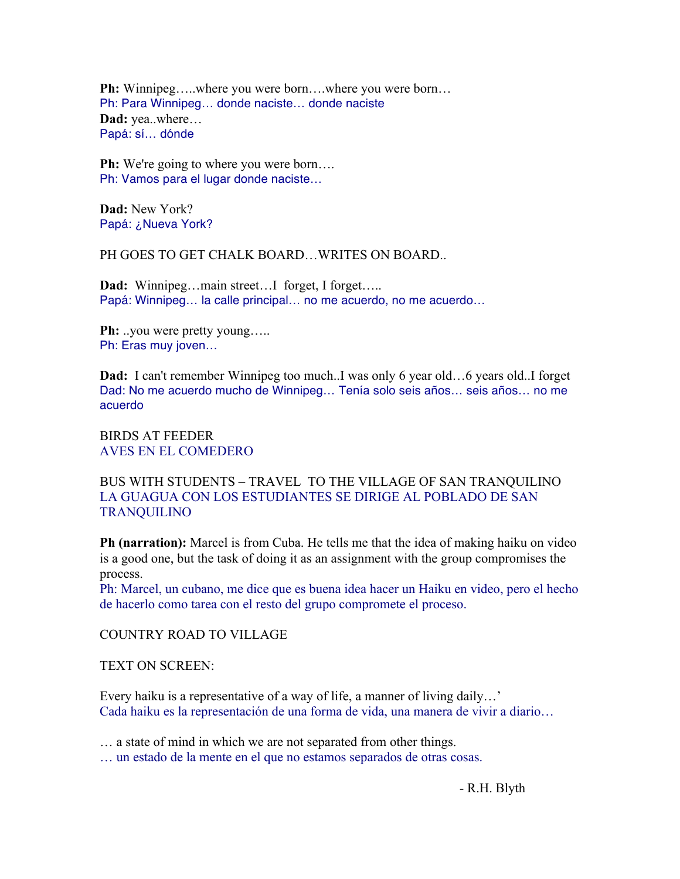**Ph:** Winnipeg…..where you were born….where you were born…
Ph: Para Winnipeg… donde naciste… donde naciste
**Dad:** yea..where…
Papá: sí… dónde

**Ph:** We're going to where you were born….
Ph: Vamos para el lugar donde naciste…

**Dad:** New York?
Papá: ¿Nueva York?

PH GOES TO GET CHALK BOARD…WRITES ON BOARD..

**Dad:** Winnipeg…main street…I forget, I forget…..
Papá: Winnipeg… la calle principal… no me acuerdo, no me acuerdo…

**Ph:** ..you were pretty young…..
Ph: Eras muy joven…

**Dad:** I can't remember Winnipeg too much..I was only 6 year old…6 years old..I forget
Dad: No me acuerdo mucho de Winnipeg… Tenía solo seis años… seis años… no me acuerdo

BIRDS AT FEEDER
AVES EN EL COMEDERO

BUS WITH STUDENTS – TRAVEL TO THE VILLAGE OF SAN TRANQUILINO
LA GUAGUA CON LOS ESTUDIANTES SE DIRIGE AL POBLADO DE SAN TRANQUILINO

**Ph (narration):** Marcel is from Cuba. He tells me that the idea of making haiku on video is a good one, but the task of doing it as an assignment with the group compromises the process.
Ph: Marcel, un cubano, me dice que es buena idea hacer un Haiku en video, pero el hecho de hacerlo como tarea con el resto del grupo compromete el proceso.

COUNTRY ROAD TO VILLAGE

TEXT ON SCREEN:

Every haiku is a representative of a way of life, a manner of living daily…'
Cada haiku es la representación de una forma de vida, una manera de vivir a diario…

… a state of mind in which we are not separated from other things.
… un estado de la mente en el que no estamos separados de otras cosas.

- R.H. Blyth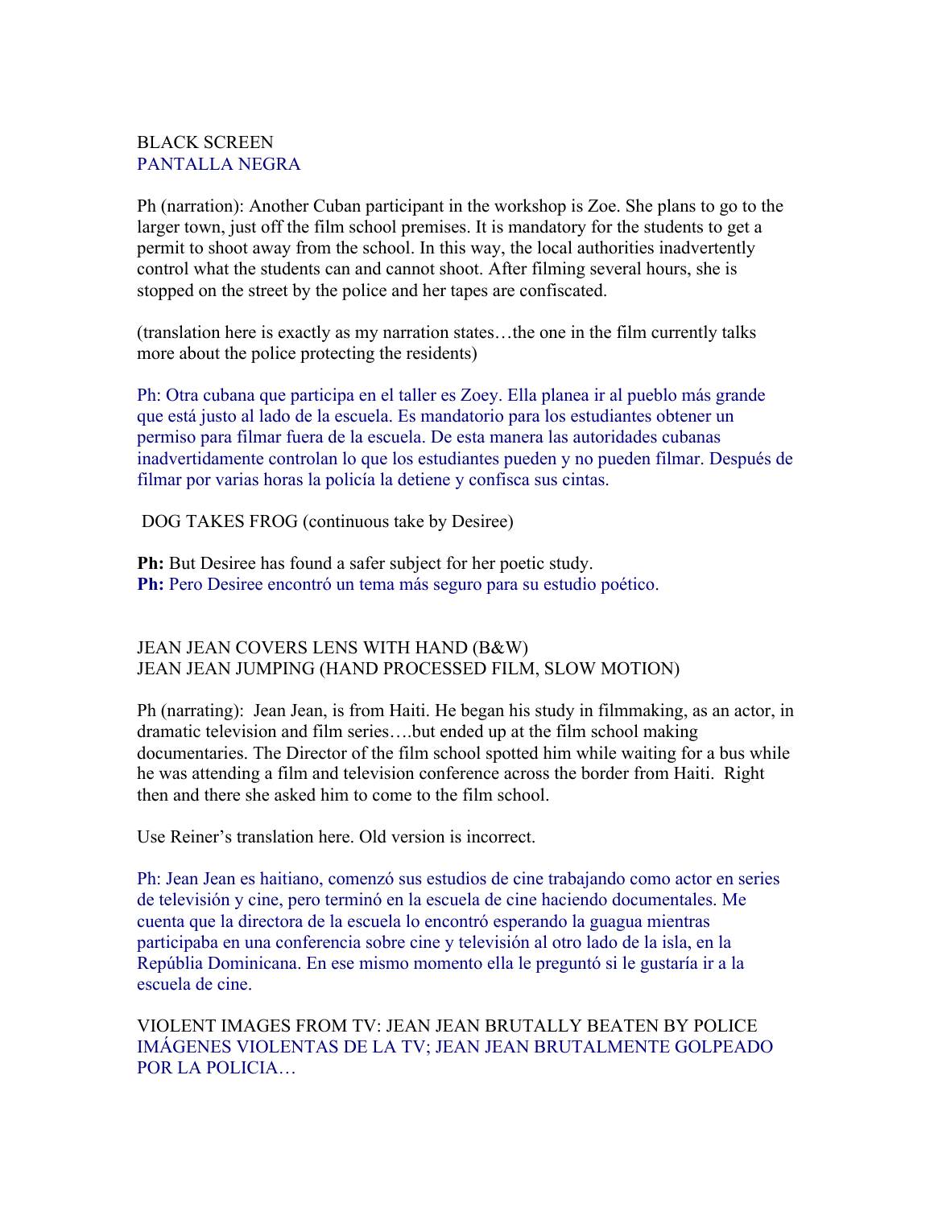BLACK SCREEN
PANTALLA NEGRA

Ph (narration): Another Cuban participant in the workshop is Zoe. She plans to go to the larger town, just off the film school premises. It is mandatory for the students to get a permit to shoot away from the school. In this way, the local authorities inadvertently control what the students can and cannot shoot. After filming several hours, she is stopped on the street by the police and her tapes are confiscated.

(translation here is exactly as my narration states…the one in the film currently talks more about the police protecting the residents)

Ph: Otra cubana que participa en el taller es Zoey. Ella planea ir al pueblo más grande que está justo al lado de la escuela. Es mandatorio para los estudiantes obtener un permiso para filmar fuera de la escuela. De esta manera las autoridades cubanas inadvertidamente controlan lo que los estudiantes pueden y no pueden filmar. Después de filmar por varias horas la policía la detiene y confisca sus cintas.

DOG TAKES FROG (continuous take by Desiree)

**Ph:** But Desiree has found a safer subject for her poetic study.
**Ph:** Pero Desiree encontró un tema más seguro para su estudio poético.

JEAN JEAN COVERS LENS WITH HAND (B&W)
JEAN JEAN JUMPING (HAND PROCESSED FILM, SLOW MOTION)

Ph (narrating): Jean Jean, is from Haiti. He began his study in filmmaking, as an actor, in dramatic television and film series….but ended up at the film school making documentaries. The Director of the film school spotted him while waiting for a bus while he was attending a film and television conference across the border from Haiti. Right then and there she asked him to come to the film school.

Use Reiner's translation here. Old version is incorrect.

Ph: Jean Jean es haitiano, comenzó sus estudios de cine trabajando como actor en series de televisión y cine, pero terminó en la escuela de cine haciendo documentales. Me cuenta que la directora de la escuela lo encontró esperando la guagua mientras participaba en una conferencia sobre cine y televisión al otro lado de la isla, en la Repúblia Dominicana. En ese mismo momento ella le preguntó si le gustaría ir a la escuela de cine.

VIOLENT IMAGES FROM TV: JEAN JEAN BRUTALLY BEATEN BY POLICE
IMÁGENES VIOLENTAS DE LA TV; JEAN JEAN BRUTALMENTE GOLPEADO POR LA POLICIA…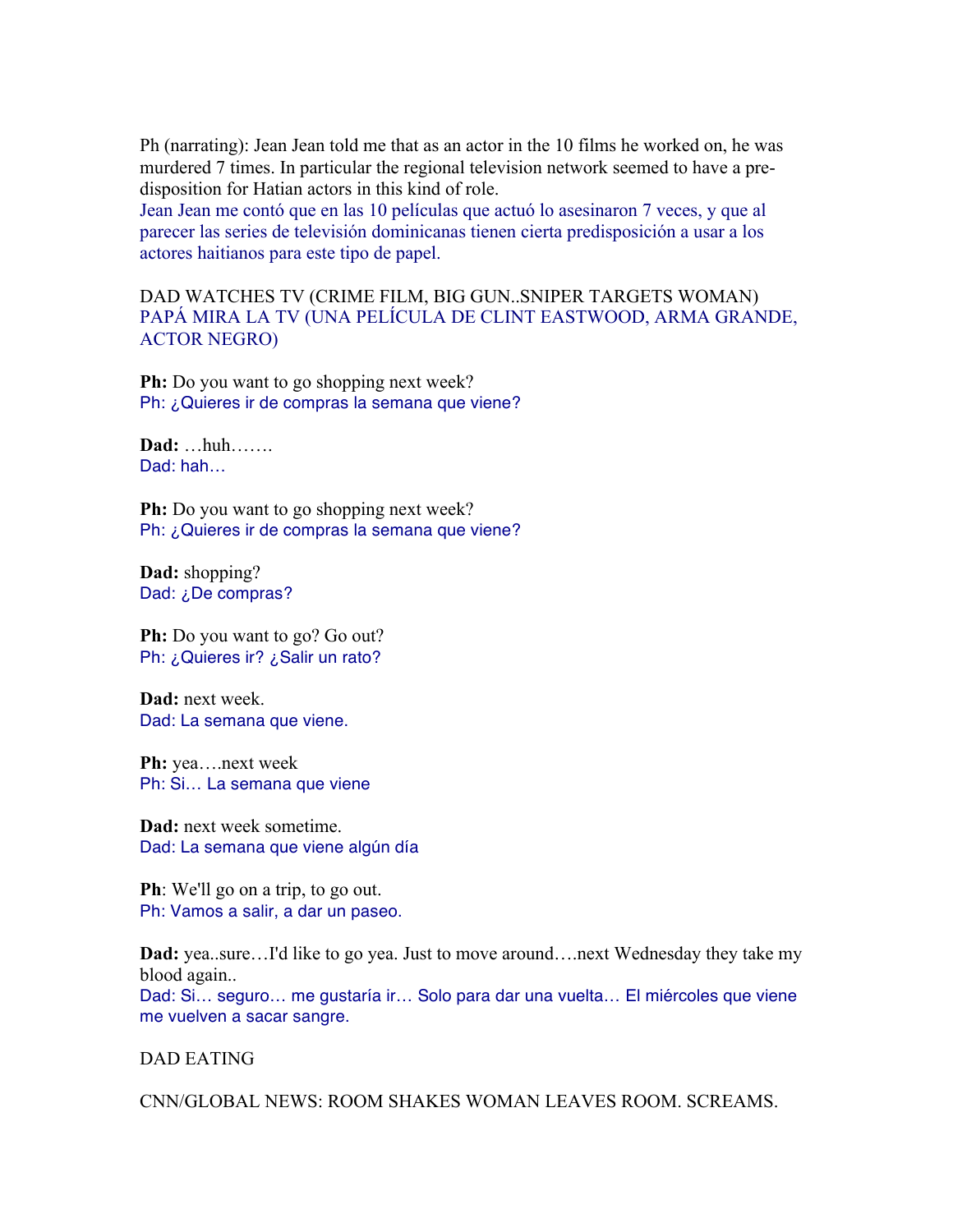Ph (narrating): Jean Jean told me that as an actor in the 10 films he worked on, he was murdered 7 times. In particular the regional television network seemed to have a pre-disposition for Hatian actors in this kind of role.
Jean Jean me contó que en las 10 películas que actuó lo asesinaron 7 veces, y que al parecer las series de televisión dominicanas tienen cierta predisposición a usar a los actores haitianos para este tipo de papel.

DAD WATCHES TV (CRIME FILM, BIG GUN..SNIPER TARGETS WOMAN)
PAPÁ MIRA LA TV (UNA PELÍCULA DE CLINT EASTWOOD, ARMA GRANDE, ACTOR NEGRO)

**Ph:** Do you want to go shopping next week?
Ph: ¿Quieres ir de compras la semana que viene?

**Dad:** …huh…….
Dad: hah…

**Ph:** Do you want to go shopping next week?
Ph: ¿Quieres ir de compras la semana que viene?

**Dad:** shopping?
Dad: ¿De compras?

**Ph:** Do you want to go? Go out?
Ph: ¿Quieres ir? ¿Salir un rato?

**Dad:** next week.
Dad: La semana que viene.

**Ph:** yea….next week
Ph: Si… La semana que viene

**Dad:** next week sometime.
Dad: La semana que viene algún día

**Ph**: We'll go on a trip, to go out.
Ph: Vamos a salir, a dar un paseo.

**Dad:** yea..sure…I'd like to go yea. Just to move around….next Wednesday they take my blood again..
Dad: Si… seguro… me gustaría ir… Solo para dar una vuelta… El miércoles que viene me vuelven a sacar sangre.

DAD EATING

CNN/GLOBAL NEWS: ROOM SHAKES WOMAN LEAVES ROOM. SCREAMS.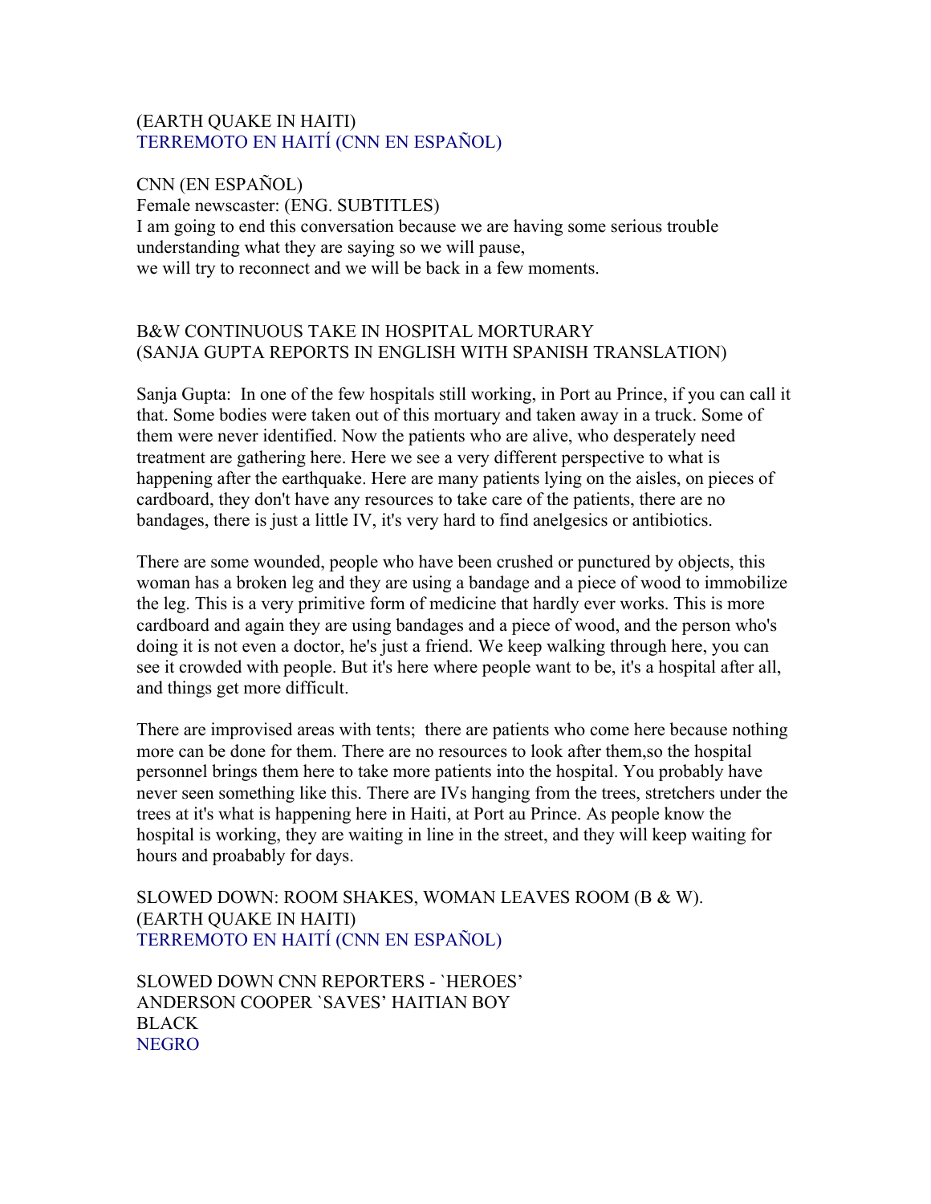(EARTH QUAKE IN HAITI)
TERREMOTO EN HAITÍ (CNN EN ESPAÑOL)

CNN (EN ESPAÑOL)
Female newscaster: (ENG. SUBTITLES)
I am going to end this conversation because we are having some serious trouble understanding what they are saying so we will pause,
we will try to reconnect and we will be back in a few moments.

B&W CONTINUOUS TAKE IN HOSPITAL MORTURARY
(SANJA GUPTA REPORTS IN ENGLISH WITH SPANISH TRANSLATION)

Sanja Gupta: In one of the few hospitals still working, in Port au Prince, if you can call it that. Some bodies were taken out of this mortuary and taken away in a truck. Some of them were never identified. Now the patients who are alive, who desperately need treatment are gathering here. Here we see a very different perspective to what is happening after the earthquake. Here are many patients lying on the aisles, on pieces of cardboard, they don't have any resources to take care of the patients, there are no bandages, there is just a little IV, it's very hard to find anelgesics or antibiotics.

There are some wounded, people who have been crushed or punctured by objects, this woman has a broken leg and they are using a bandage and a piece of wood to immobilize the leg. This is a very primitive form of medicine that hardly ever works. This is more cardboard and again they are using bandages and a piece of wood, and the person who's doing it is not even a doctor, he's just a friend. We keep walking through here, you can see it crowded with people. But it's here where people want to be, it's a hospital after all, and things get more difficult.

There are improvised areas with tents; there are patients who come here because nothing more can be done for them. There are no resources to look after them,so the hospital personnel brings them here to take more patients into the hospital. You probably have never seen something like this. There are IVs hanging from the trees, stretchers under the trees at it's what is happening here in Haiti, at Port au Prince. As people know the hospital is working, they are waiting in line in the street, and they will keep waiting for hours and proabably for days.

SLOWED DOWN: ROOM SHAKES, WOMAN LEAVES ROOM (B & W).
(EARTH QUAKE IN HAITI)
TERREMOTO EN HAITÍ (CNN EN ESPAÑOL)

SLOWED DOWN CNN REPORTERS - `HEROES'
ANDERSON COOPER `SAVES' HAITIAN BOY
BLACK
NEGRO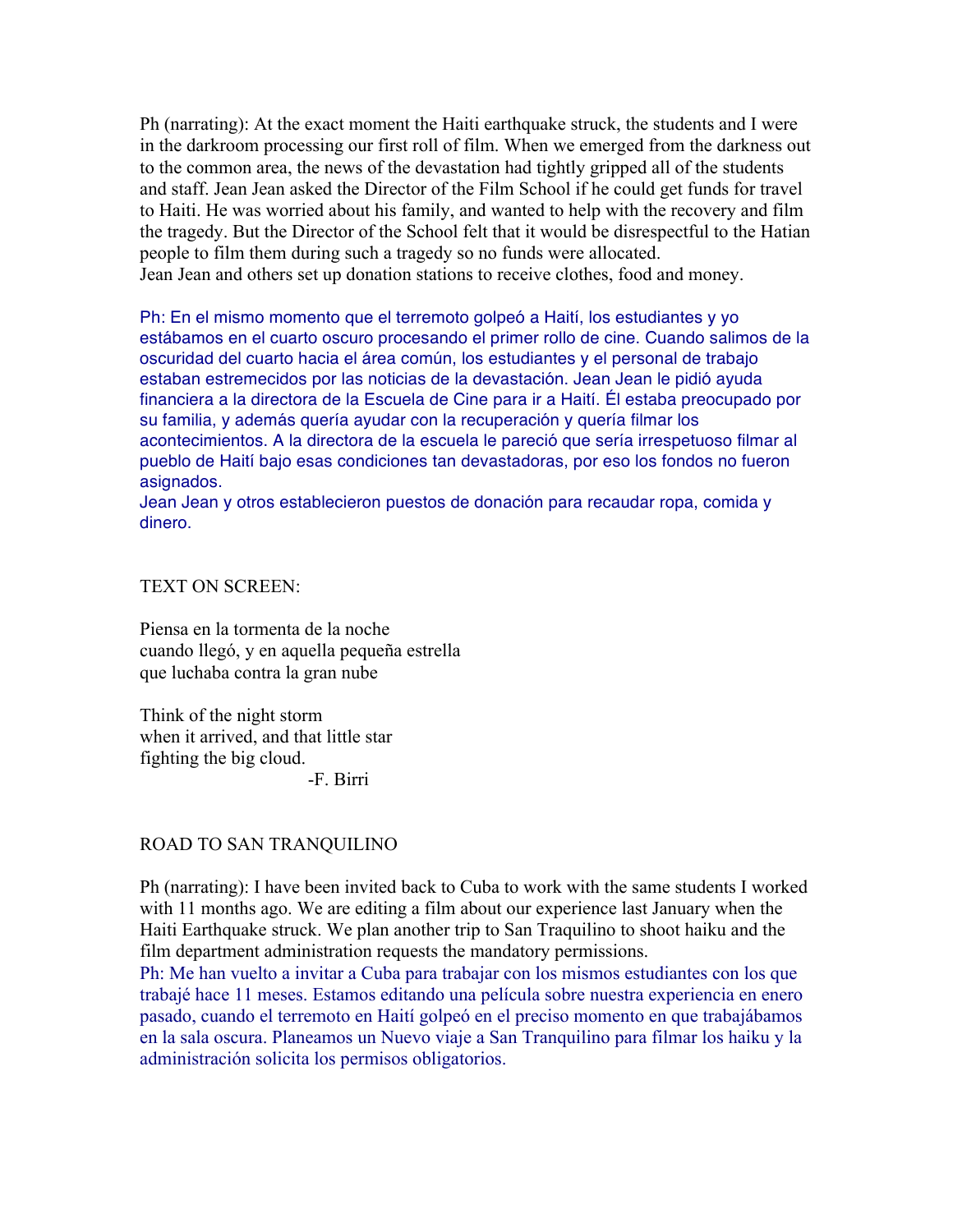Ph (narrating): At the exact moment the Haiti earthquake struck, the students and I were in the darkroom processing our first roll of film. When we emerged from the darkness out to the common area, the news of the devastation had tightly gripped all of the students and staff. Jean Jean asked the Director of the Film School if he could get funds for travel to Haiti. He was worried about his family, and wanted to help with the recovery and film the tragedy. But the Director of the School felt that it would be disrespectful to the Hatian people to film them during such a tragedy so no funds were allocated.
Jean Jean and others set up donation stations to receive clothes, food and money.

Ph: En el mismo momento que el terremoto golpeó a Haití, los estudiantes y yo estábamos en el cuarto oscuro procesando el primer rollo de cine. Cuando salimos de la oscuridad del cuarto hacia el área común, los estudiantes y el personal de trabajo estaban estremecidos por las noticias de la devastación. Jean Jean le pidió ayuda financiera a la directora de la Escuela de Cine para ir a Haití. Él estaba preocupado por su familia, y además quería ayudar con la recuperación y quería filmar los acontecimientos. A la directora de la escuela le pareció que sería irrespetuoso filmar al pueblo de Haití bajo esas condiciones tan devastadoras, por eso los fondos no fueron asignados.
Jean Jean y otros establecieron puestos de donación para recaudar ropa, comida y dinero.

TEXT ON SCREEN:

Piensa en la tormenta de la noche
cuando llegó, y en aquella pequeña estrella
que luchaba contra la gran nube

Think of the night storm
when it arrived, and that little star
fighting the big cloud.
-F. Birri

ROAD TO SAN TRANQUILINO

Ph (narrating): I have been invited back to Cuba to work with the same students I worked with 11 months ago. We are editing a film about our experience last January when the Haiti Earthquake struck. We plan another trip to San Traquilino to shoot haiku and the film department administration requests the mandatory permissions.
Ph: Me han vuelto a invitar a Cuba para trabajar con los mismos estudiantes con los que trabajé hace 11 meses. Estamos editando una película sobre nuestra experiencia en enero pasado, cuando el terremoto en Haití golpeó en el preciso momento en que trabajábamos en la sala oscura. Planeamos un Nuevo viaje a San Tranquilino para filmar los haiku y la administración solicita los permisos obligatorios.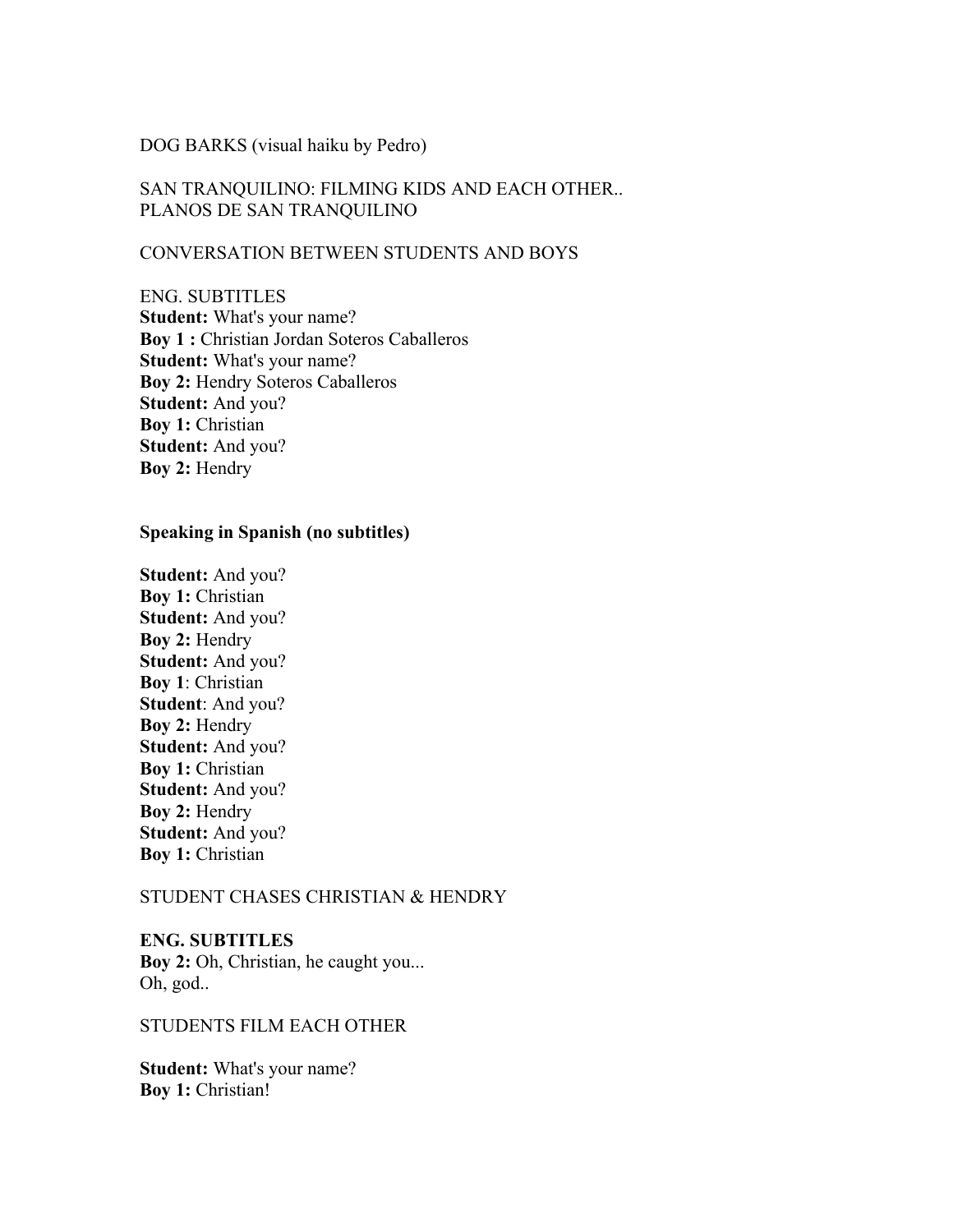DOG BARKS (visual haiku by Pedro)

SAN TRANQUILINO: FILMING KIDS AND EACH OTHER..
PLANOS DE SAN TRANQUILINO

CONVERSATION BETWEEN STUDENTS AND BOYS

ENG. SUBTITLES
**Student:** What's your name?
**Boy 1 :** Christian Jordan Soteros Caballeros
**Student:** What's your name?
**Boy 2:** Hendry Soteros Caballeros
**Student:** And you?
**Boy 1:** Christian
**Student:** And you?
**Boy 2:** Hendry

**Speaking in Spanish (no subtitles)**

**Student:** And you?
**Boy 1:** Christian
**Student:** And you?
**Boy 2:** Hendry
**Student:** And you?
**Boy 1**: Christian
**Student**: And you?
**Boy 2:** Hendry
**Student:** And you?
**Boy 1:** Christian
**Student:** And you?
**Boy 2:** Hendry
**Student:** And you?
**Boy 1:** Christian

STUDENT CHASES CHRISTIAN & HENDRY

**ENG. SUBTITLES**
**Boy 2:** Oh, Christian, he caught you...
Oh, god..

STUDENTS FILM EACH OTHER

**Student:** What's your name?
**Boy 1:** Christian!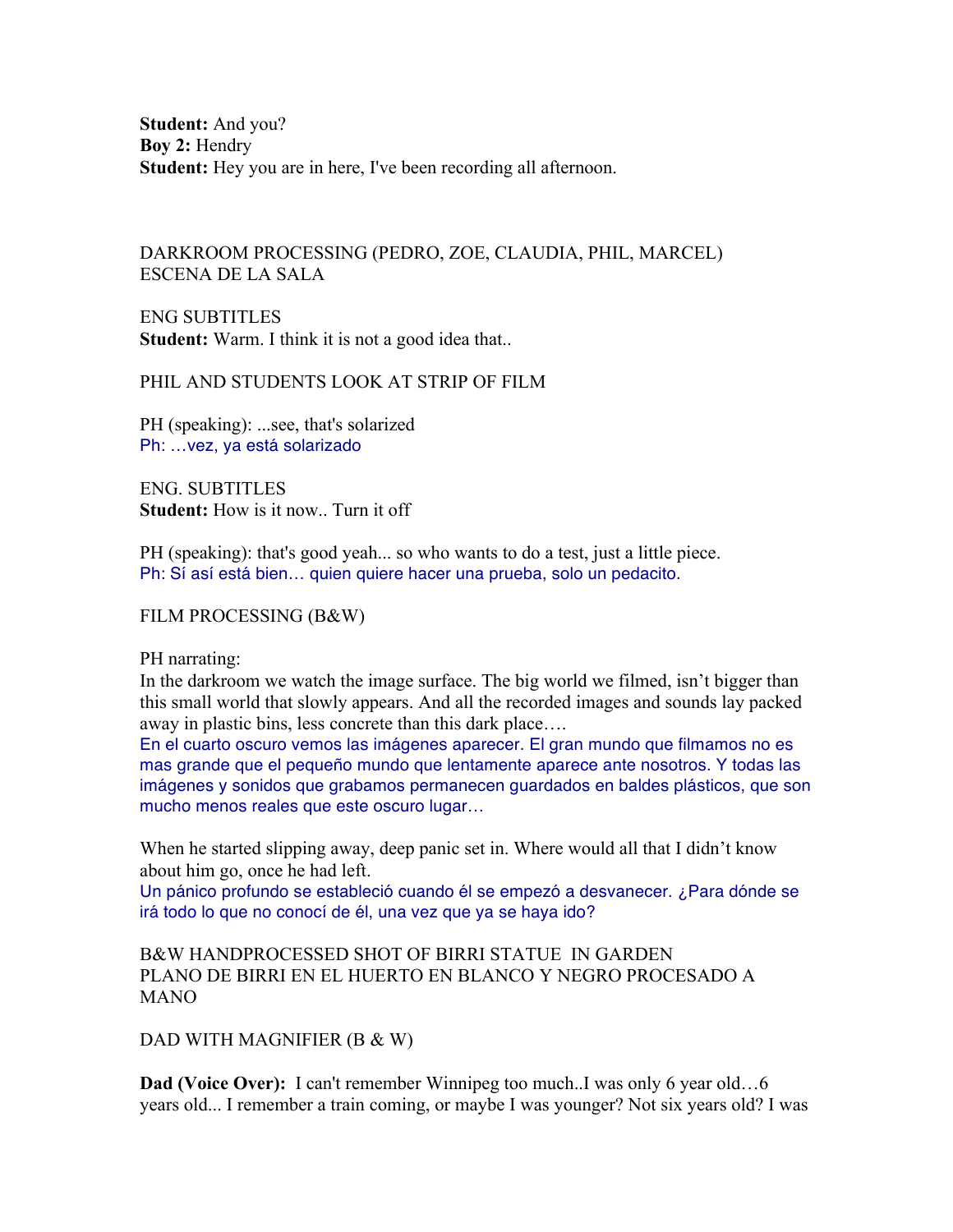**Student:** And you?
**Boy 2:** Hendry
**Student:** Hey you are in here, I've been recording all afternoon.

DARKROOM PROCESSING (PEDRO, ZOE, CLAUDIA, PHIL, MARCEL)
ESCENA DE LA SALA

ENG SUBTITLES
**Student:** Warm. I think it is not a good idea that..

PHIL AND STUDENTS LOOK AT STRIP OF FILM

PH (speaking): ...see, that's solarized
Ph: …vez, ya está solarizado

ENG. SUBTITLES
**Student:** How is it now.. Turn it off

PH (speaking): that's good yeah... so who wants to do a test, just a little piece.
Ph: Sí así está bien… quien quiere hacer una prueba, solo un pedacito.

FILM PROCESSING (B&W)

PH narrating:
In the darkroom we watch the image surface. The big world we filmed, isn't bigger than this small world that slowly appears. And all the recorded images and sounds lay packed away in plastic bins, less concrete than this dark place….
En el cuarto oscuro vemos las imágenes aparecer. El gran mundo que filmamos no es mas grande que el pequeño mundo que lentamente aparece ante nosotros. Y todas las imágenes y sonidos que grabamos permanecen guardados en baldes plásticos, que son mucho menos reales que este oscuro lugar…

When he started slipping away, deep panic set in. Where would all that I didn't know about him go, once he had left.
Un pánico profundo se estableció cuando él se empezó a desvanecer. ¿Para dónde se irá todo lo que no conocí de él, una vez que ya se haya ido?

B&W HANDPROCESSED SHOT OF BIRRI STATUE IN GARDEN
PLANO DE BIRRI EN EL HUERTO EN BLANCO Y NEGRO PROCESADO A MANO

DAD WITH MAGNIFIER (B & W)

**Dad (Voice Over):** I can't remember Winnipeg too much..I was only 6 year old…6 years old... I remember a train coming, or maybe I was younger? Not six years old? I was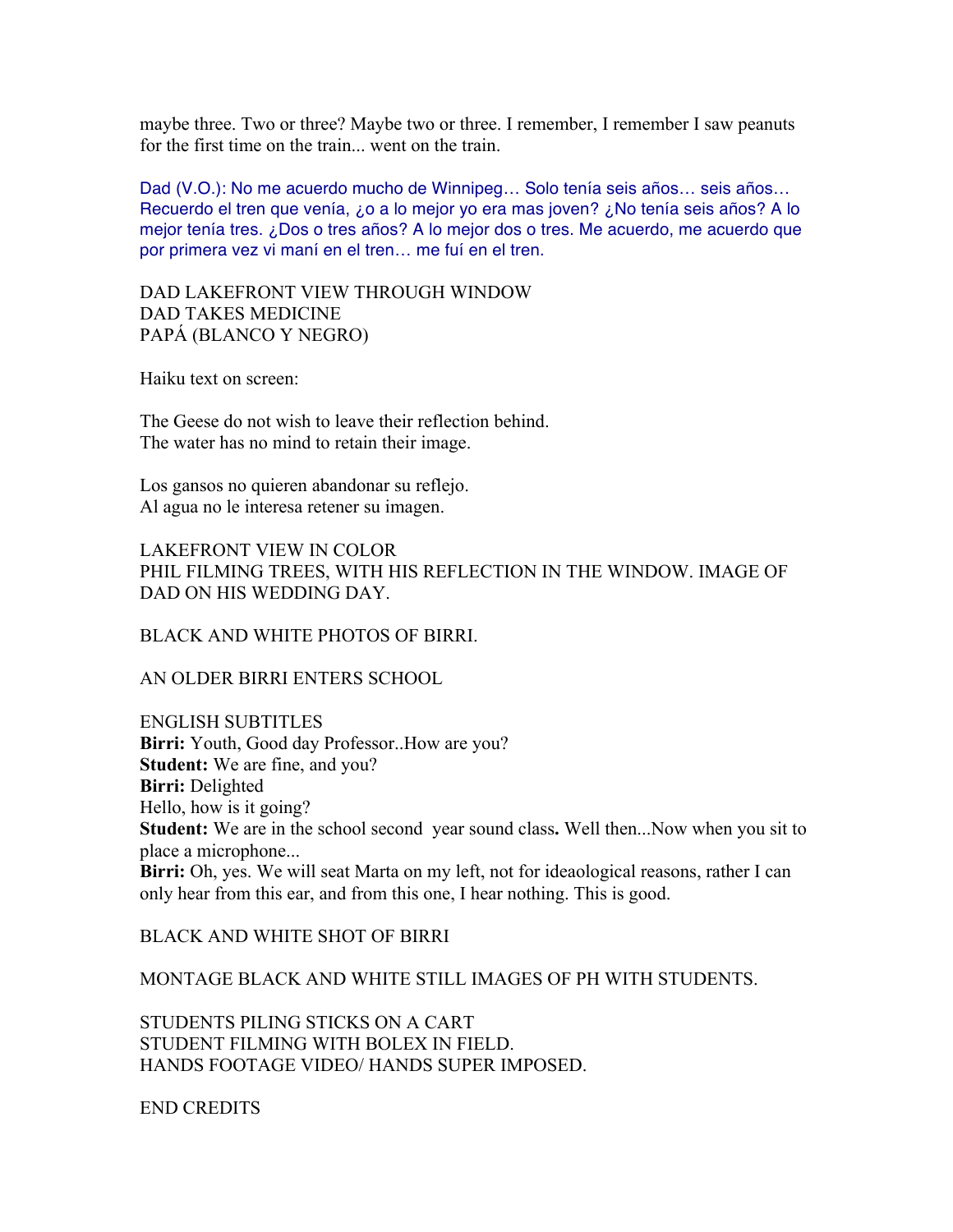maybe three. Two or three? Maybe two or three. I remember, I remember I saw peanuts for the first time on the train... went on the train.

Dad (V.O.): No me acuerdo mucho de Winnipeg… Solo tenía seis años… seis años… Recuerdo el tren que venía, ¿o a lo mejor yo era mas joven? ¿No tenía seis años? A lo mejor tenía tres. ¿Dos o tres años? A lo mejor dos o tres. Me acuerdo, me acuerdo que por primera vez vi maní en el tren… me fuí en el tren.

DAD LAKEFRONT VIEW THROUGH WINDOW
DAD TAKES MEDICINE
PAPÁ (BLANCO Y NEGRO)

Haiku text on screen:

The Geese do not wish to leave their reflection behind.
The water has no mind to retain their image.

Los gansos no quieren abandonar su reflejo.
Al agua no le interesa retener su imagen.

LAKEFRONT VIEW IN COLOR
PHIL FILMING TREES, WITH HIS REFLECTION IN THE WINDOW. IMAGE OF DAD ON HIS WEDDING DAY.

BLACK AND WHITE PHOTOS OF BIRRI.

AN OLDER BIRRI ENTERS SCHOOL

ENGLISH SUBTITLES
**Birri:** Youth, Good day Professor..How are you?
**Student:** We are fine, and you?
**Birri:** Delighted
Hello, how is it going?
**Student:** We are in the school second year sound class**.** Well then...Now when you sit to place a microphone...
**Birri:** Oh, yes. We will seat Marta on my left, not for ideaological reasons, rather I can only hear from this ear, and from this one, I hear nothing. This is good.

BLACK AND WHITE SHOT OF BIRRI

MONTAGE BLACK AND WHITE STILL IMAGES OF PH WITH STUDENTS.

STUDENTS PILING STICKS ON A CART
STUDENT FILMING WITH BOLEX IN FIELD.
HANDS FOOTAGE VIDEO/ HANDS SUPER IMPOSED.

END CREDITS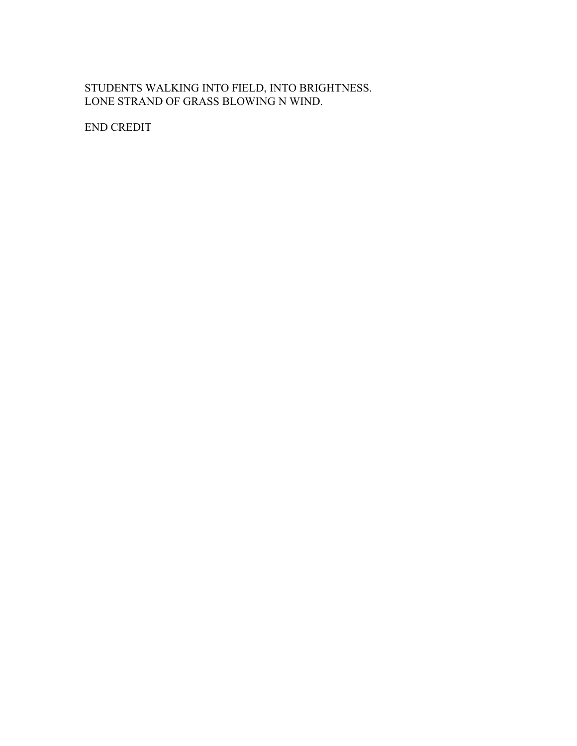STUDENTS WALKING INTO FIELD, INTO BRIGHTNESS.
LONE STRAND OF GRASS BLOWING N WIND.

END CREDIT